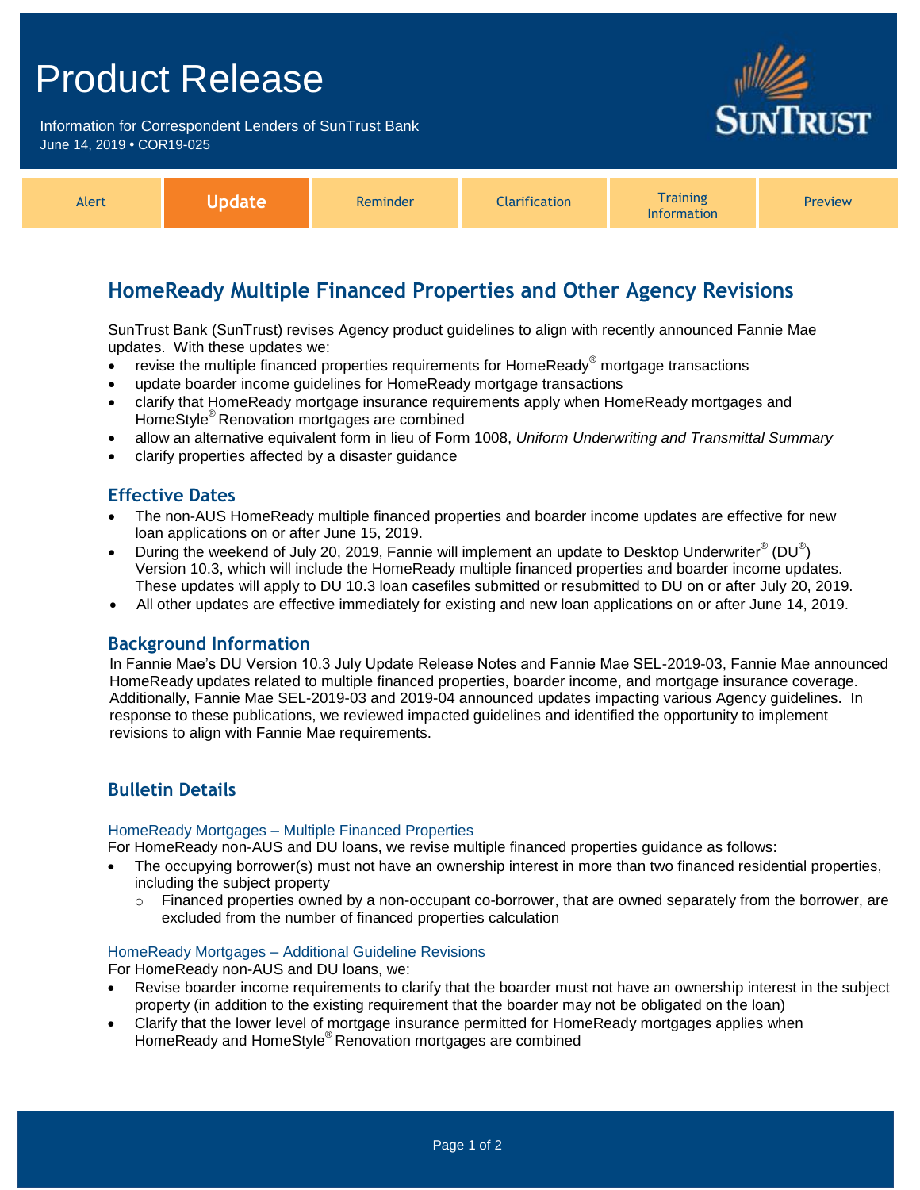# Product Release

Information for Correspondent Lenders of SunTrust Bank
June 14, 2019 • COR19-025

| Alert | **Update** | Reminder | Clarification | Training Information | Preview |
|---|---|---|---|---|---|

## HomeReady Multiple Financed Properties and Other Agency Revisions

SunTrust Bank (SunTrust) revises Agency product guidelines to align with recently announced Fannie Mae updates. With these updates we:

- revise the multiple financed properties requirements for HomeReady® mortgage transactions
- update boarder income guidelines for HomeReady mortgage transactions
- clarify that HomeReady mortgage insurance requirements apply when HomeReady mortgages and HomeStyle® Renovation mortgages are combined
- allow an alternative equivalent form in lieu of Form 1008, *Uniform Underwriting and Transmittal Summary*
- clarify properties affected by a disaster guidance

### Effective Dates

- The non-AUS HomeReady multiple financed properties and boarder income updates are effective for new loan applications on or after June 15, 2019.
- During the weekend of July 20, 2019, Fannie will implement an update to Desktop Underwriter® (DU®) Version 10.3, which will include the HomeReady multiple financed properties and boarder income updates. These updates will apply to DU 10.3 loan casefiles submitted or resubmitted to DU on or after July 20, 2019.
- All other updates are effective immediately for existing and new loan applications on or after June 14, 2019.

### Background Information

In Fannie Mae's DU Version 10.3 July Update Release Notes and Fannie Mae SEL-2019-03, Fannie Mae announced HomeReady updates related to multiple financed properties, boarder income, and mortgage insurance coverage. Additionally, Fannie Mae SEL-2019-03 and 2019-04 announced updates impacting various Agency guidelines. In response to these publications, we reviewed impacted guidelines and identified the opportunity to implement revisions to align with Fannie Mae requirements.

### Bulletin Details

#### HomeReady Mortgages – Multiple Financed Properties

For HomeReady non-AUS and DU loans, we revise multiple financed properties guidance as follows:

- The occupying borrower(s) must not have an ownership interest in more than two financed residential properties, including the subject property
  - Financed properties owned by a non-occupant co-borrower, that are owned separately from the borrower, are excluded from the number of financed properties calculation

#### HomeReady Mortgages – Additional Guideline Revisions

For HomeReady non-AUS and DU loans, we:

- Revise boarder income requirements to clarify that the boarder must not have an ownership interest in the subject property (in addition to the existing requirement that the boarder may not be obligated on the loan)
- Clarify that the lower level of mortgage insurance permitted for HomeReady mortgages applies when HomeReady and HomeStyle® Renovation mortgages are combined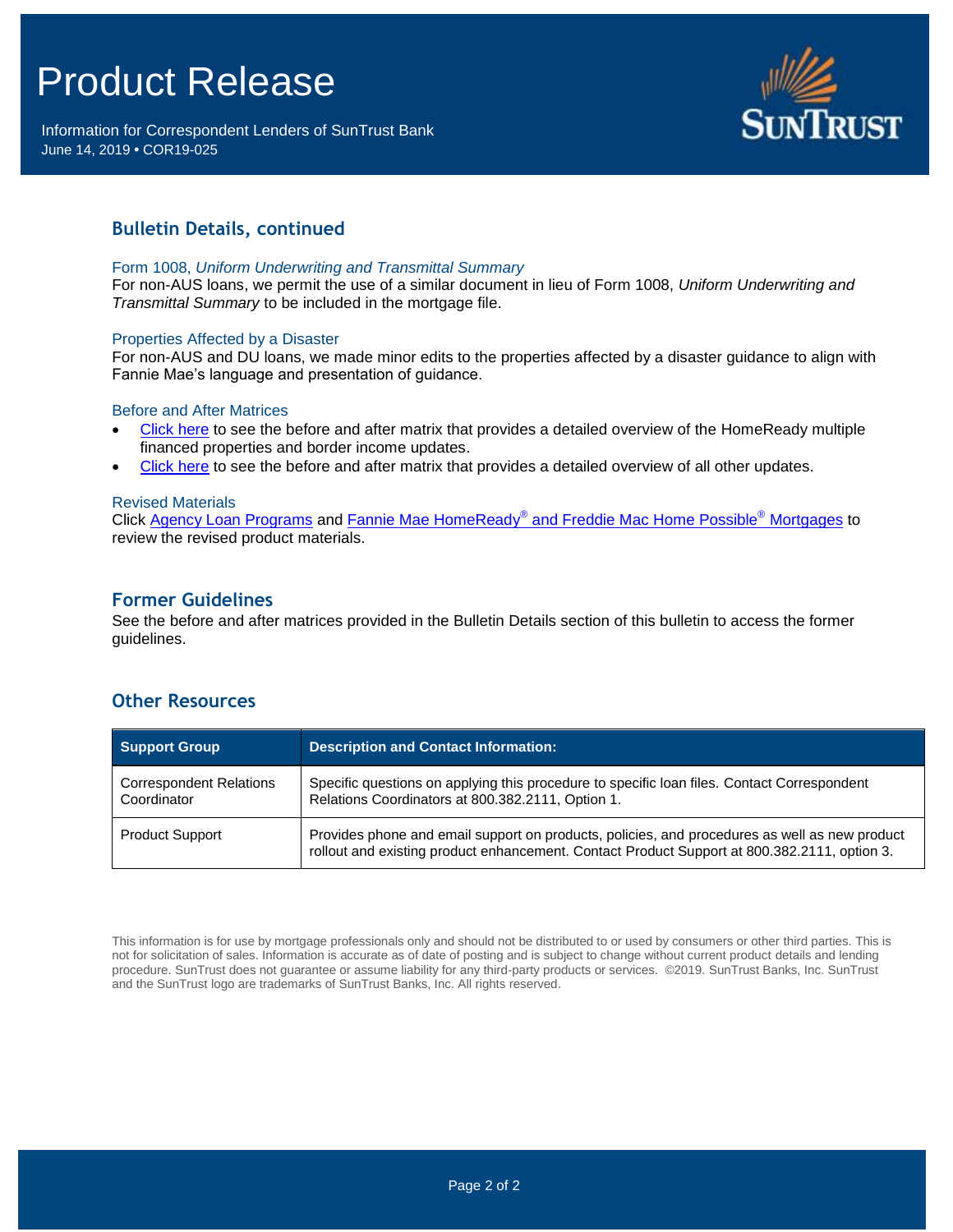# Product Release

Information for Correspondent Lenders of SunTrust Bank
June 14, 2019 • COR19-025

## Bulletin Details, continued

### Form 1008, *Uniform Underwriting and Transmittal Summary*

For non-AUS loans, we permit the use of a similar document in lieu of Form 1008, *Uniform Underwriting and Transmittal Summary* to be included in the mortgage file.

### Properties Affected by a Disaster

For non-AUS and DU loans, we made minor edits to the properties affected by a disaster guidance to align with Fannie Mae's language and presentation of guidance.

### Before and After Matrices

- Click here to see the before and after matrix that provides a detailed overview of the HomeReady multiple financed properties and border income updates.
- Click here to see the before and after matrix that provides a detailed overview of all other updates.

### Revised Materials

Click Agency Loan Programs and Fannie Mae HomeReady® and Freddie Mac Home Possible® Mortgages to review the revised product materials.

## Former Guidelines

See the before and after matrices provided in the Bulletin Details section of this bulletin to access the former guidelines.

## Other Resources

| Support Group | Description and Contact Information: |
|---|---|
| Correspondent Relations Coordinator | Specific questions on applying this procedure to specific loan files. Contact Correspondent Relations Coordinators at 800.382.2111, Option 1. |
| Product Support | Provides phone and email support on products, policies, and procedures as well as new product rollout and existing product enhancement. Contact Product Support at 800.382.2111, option 3. |

This information is for use by mortgage professionals only and should not be distributed to or used by consumers or other third parties. This is not for solicitation of sales. Information is accurate as of date of posting and is subject to change without current product details and lending procedure. SunTrust does not guarantee or assume liability for any third-party products or services. ©2019. SunTrust Banks, Inc. SunTrust and the SunTrust logo are trademarks of SunTrust Banks, Inc. All rights reserved.